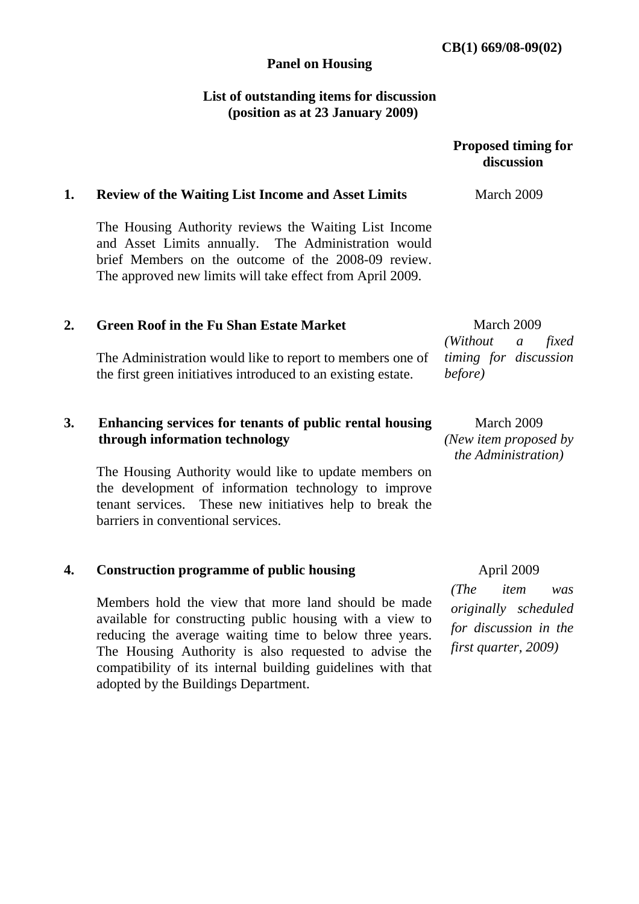**CB(1) 669/08-09(02)**

# Panel on Housing

## List of outstanding items for discussion (position as at 23 January 2009)

| | | Proposed timing for discussion |
|---|---|---|
| 1. | **Review of the Waiting List Income and Asset Limits**<br><br>The Housing Authority reviews the Waiting List Income and Asset Limits annually. The Administration would brief Members on the outcome of the 2008-09 review. The approved new limits will take effect from April 2009. | March 2009 |
| 2. | **Green Roof in the Fu Shan Estate Market**<br><br>The Administration would like to report to members one of the first green initiatives introduced to an existing estate. | March 2009<br>*(Without a fixed timing for discussion before)* |
| 3. | **Enhancing services for tenants of public rental housing through information technology**<br><br>The Housing Authority would like to update members on the development of information technology to improve tenant services. These new initiatives help to break the barriers in conventional services. | March 2009<br>*(New item proposed by the Administration)* |
| 4. | **Construction programme of public housing**<br><br>Members hold the view that more land should be made available for constructing public housing with a view to reducing the average waiting time to below three years. The Housing Authority is also requested to advise the compatibility of its internal building guidelines with that adopted by the Buildings Department. | April 2009<br>*(The item was originally scheduled for discussion in the first quarter, 2009)* |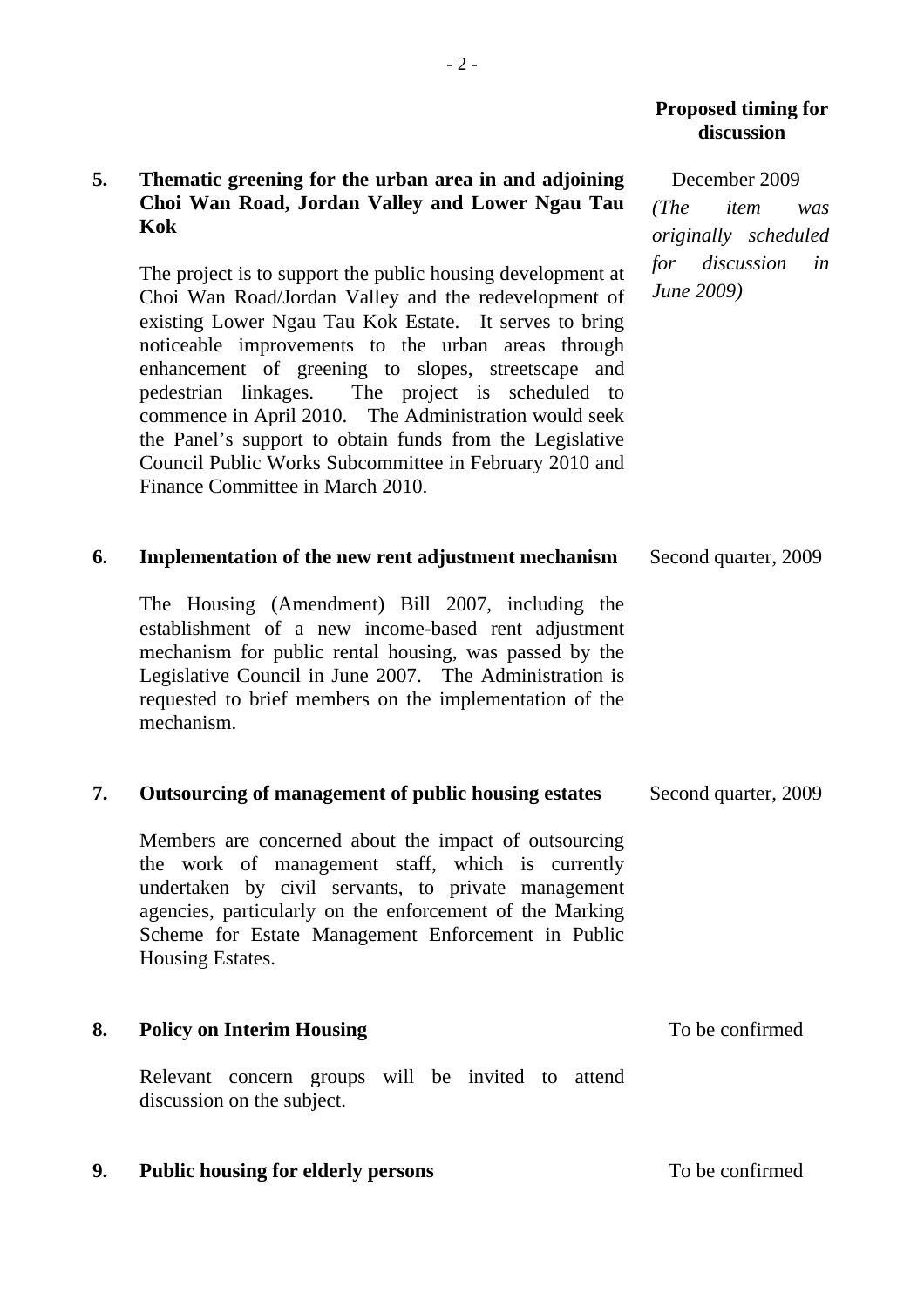| | | Proposed timing for discussion |
|---|---|---|
| **5.** | **Thematic greening for the urban area in and adjoining Choi Wan Road, Jordan Valley and Lower Ngau Tau Kok**<br><br>The project is to support the public housing development at Choi Wan Road/Jordan Valley and the redevelopment of existing Lower Ngau Tau Kok Estate. It serves to bring noticeable improvements to the urban areas through enhancement of greening to slopes, streetscape and pedestrian linkages. The project is scheduled to commence in April 2010. The Administration would seek the Panel's support to obtain funds from the Legislative Council Public Works Subcommittee in February 2010 and Finance Committee in March 2010. | December 2009<br>*(The item was originally scheduled for discussion in June 2009)* |
| **6.** | **Implementation of the new rent adjustment mechanism**<br><br>The Housing (Amendment) Bill 2007, including the establishment of a new income-based rent adjustment mechanism for public rental housing, was passed by the Legislative Council in June 2007. The Administration is requested to brief members on the implementation of the mechanism. | Second quarter, 2009 |
| **7.** | **Outsourcing of management of public housing estates**<br><br>Members are concerned about the impact of outsourcing the work of management staff, which is currently undertaken by civil servants, to private management agencies, particularly on the enforcement of the Marking Scheme for Estate Management Enforcement in Public Housing Estates. | Second quarter, 2009 |
| **8.** | **Policy on Interim Housing**<br><br>Relevant concern groups will be invited to attend discussion on the subject. | To be confirmed |
| **9.** | **Public housing for elderly persons** | To be confirmed |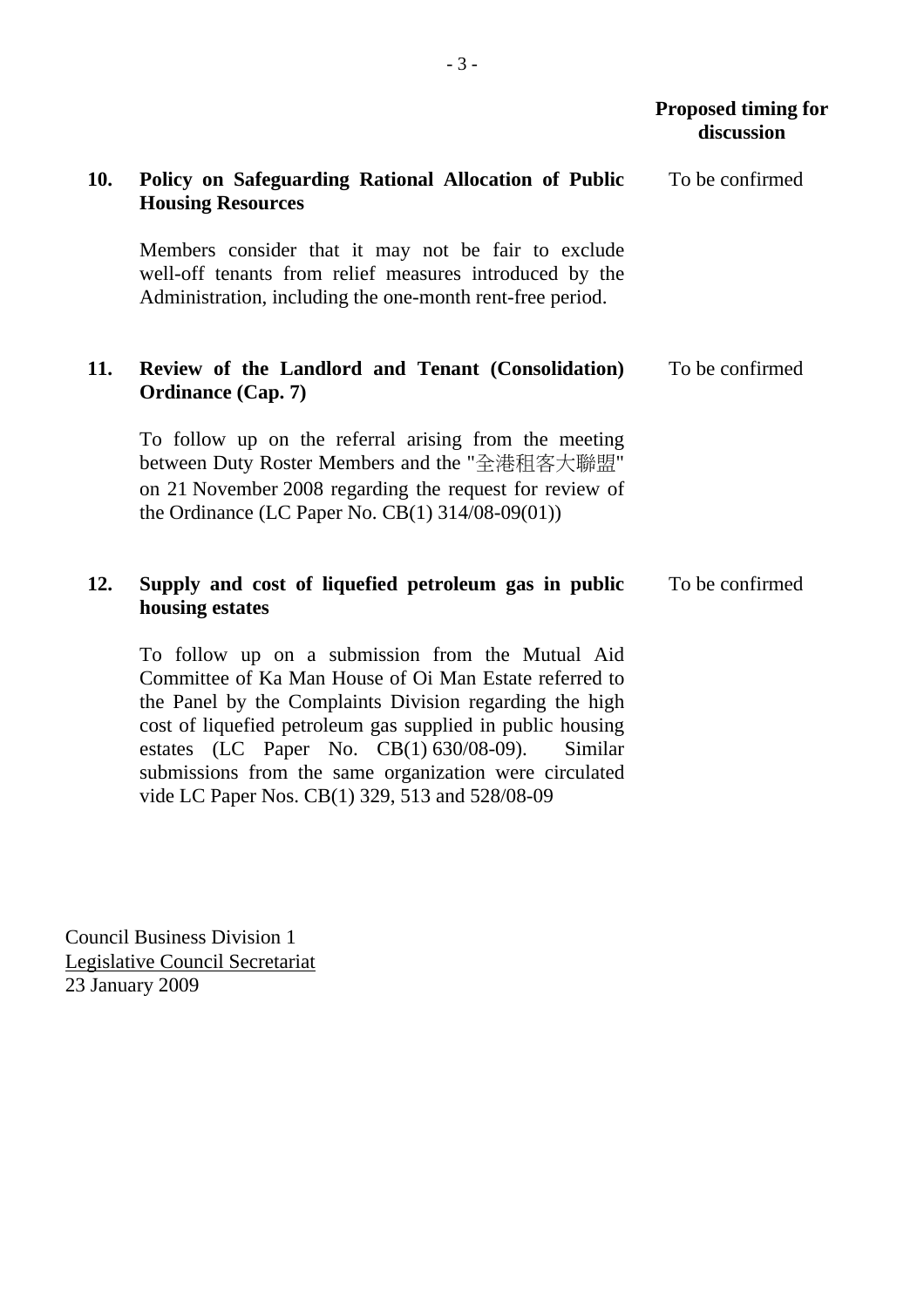| | | Proposed timing for discussion |
|---|---|---|
| **10.** | **Policy on Safeguarding Rational Allocation of Public Housing Resources**<br><br>Members consider that it may not be fair to exclude well-off tenants from relief measures introduced by the Administration, including the one-month rent-free period. | To be confirmed |
| **11.** | **Review of the Landlord and Tenant (Consolidation) Ordinance (Cap. 7)**<br><br>To follow up on the referral arising from the meeting between Duty Roster Members and the "全港租客大聯盟" on 21 November 2008 regarding the request for review of the Ordinance (LC Paper No. CB(1) 314/08-09(01)) | To be confirmed |
| **12.** | **Supply and cost of liquefied petroleum gas in public housing estates**<br><br>To follow up on a submission from the Mutual Aid Committee of Ka Man House of Oi Man Estate referred to the Panel by the Complaints Division regarding the high cost of liquefied petroleum gas supplied in public housing estates (LC Paper No. CB(1) 630/08-09). Similar submissions from the same organization were circulated vide LC Paper Nos. CB(1) 329, 513 and 528/08-09 | To be confirmed |

Council Business Division 1
Legislative Council Secretariat
23 January 2009